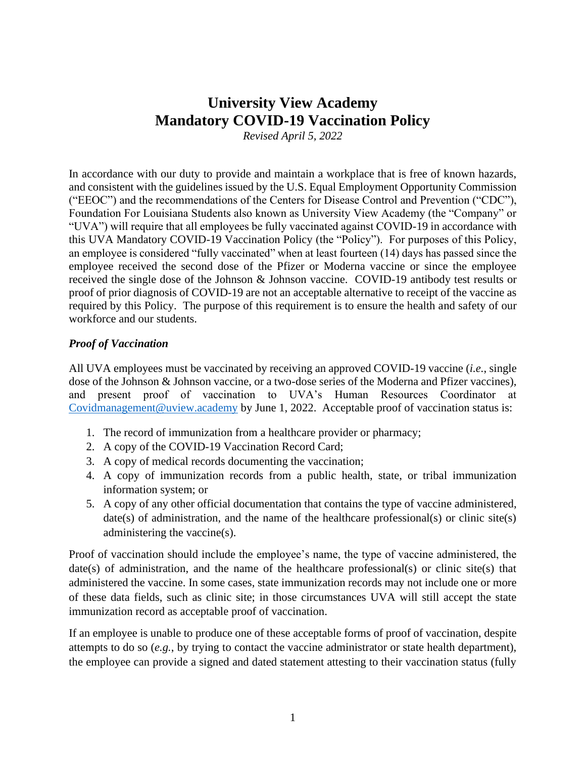# University View Academy
# Mandatory COVID-19 Vaccination Policy

*Revised April 5, 2022*

In accordance with our duty to provide and maintain a workplace that is free of known hazards, and consistent with the guidelines issued by the U.S. Equal Employment Opportunity Commission ("EEOC") and the recommendations of the Centers for Disease Control and Prevention ("CDC"), Foundation For Louisiana Students also known as University View Academy (the "Company" or "UVA") will require that all employees be fully vaccinated against COVID-19 in accordance with this UVA Mandatory COVID-19 Vaccination Policy (the "Policy"). For purposes of this Policy, an employee is considered "fully vaccinated" when at least fourteen (14) days has passed since the employee received the second dose of the Pfizer or Moderna vaccine or since the employee received the single dose of the Johnson & Johnson vaccine. COVID-19 antibody test results or proof of prior diagnosis of COVID-19 are not an acceptable alternative to receipt of the vaccine as required by this Policy. The purpose of this requirement is to ensure the health and safety of our workforce and our students.

### *Proof of Vaccination*

All UVA employees must be vaccinated by receiving an approved COVID-19 vaccine (*i.e.*, single dose of the Johnson & Johnson vaccine, or a two-dose series of the Moderna and Pfizer vaccines), and present proof of vaccination to UVA's Human Resources Coordinator at [Covidmanagement@uview.academy](mailto:Covidmanagement@uview.academy) by June 1, 2022. Acceptable proof of vaccination status is:

1. The record of immunization from a healthcare provider or pharmacy;
2. A copy of the COVID-19 Vaccination Record Card;
3. A copy of medical records documenting the vaccination;
4. A copy of immunization records from a public health, state, or tribal immunization information system; or
5. A copy of any other official documentation that contains the type of vaccine administered, date(s) of administration, and the name of the healthcare professional(s) or clinic site(s) administering the vaccine(s).

Proof of vaccination should include the employee's name, the type of vaccine administered, the date(s) of administration, and the name of the healthcare professional(s) or clinic site(s) that administered the vaccine. In some cases, state immunization records may not include one or more of these data fields, such as clinic site; in those circumstances UVA will still accept the state immunization record as acceptable proof of vaccination.

If an employee is unable to produce one of these acceptable forms of proof of vaccination, despite attempts to do so (*e.g.*, by trying to contact the vaccine administrator or state health department), the employee can provide a signed and dated statement attesting to their vaccination status (fully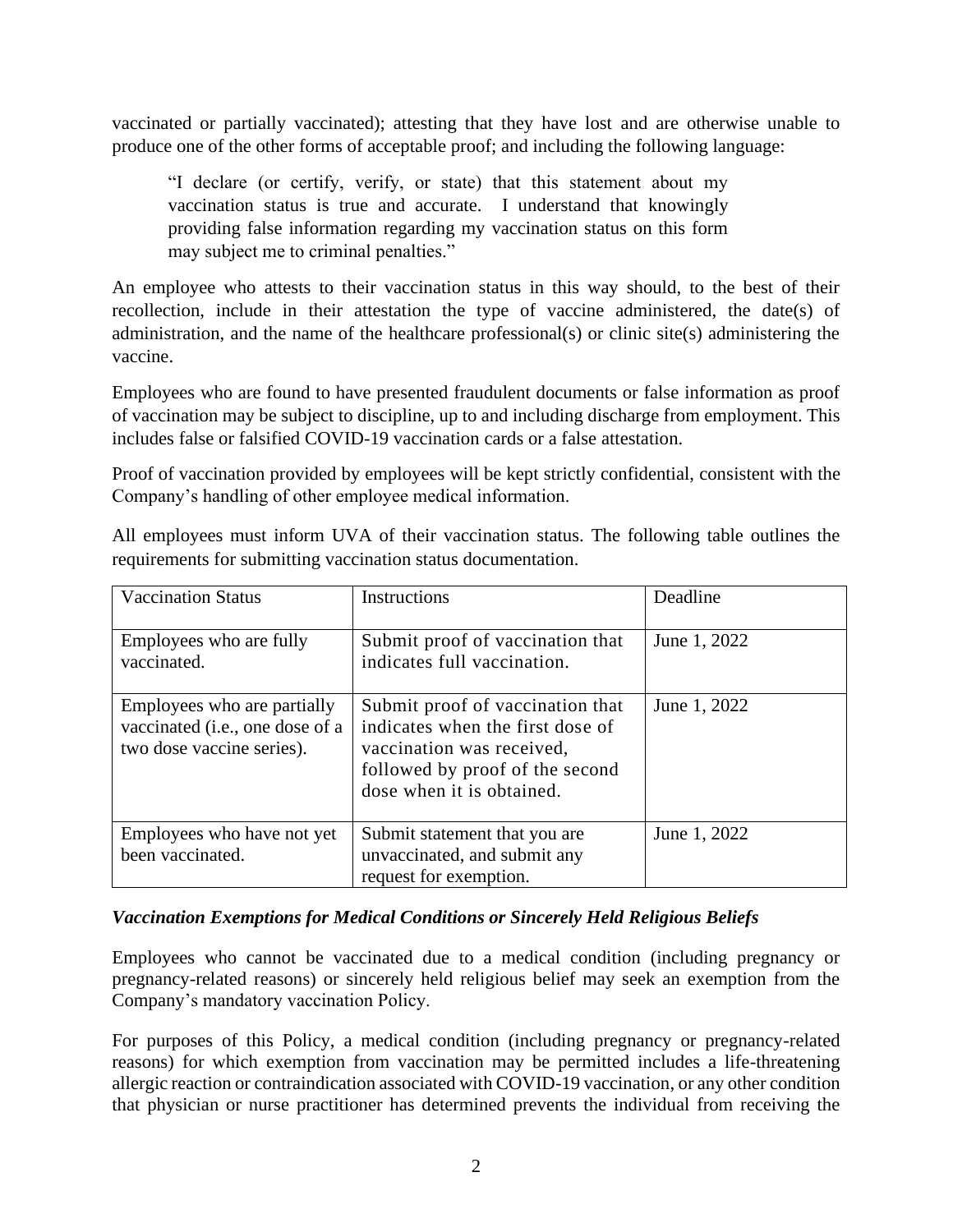vaccinated or partially vaccinated); attesting that they have lost and are otherwise unable to produce one of the other forms of acceptable proof; and including the following language:

> "I declare (or certify, verify, or state) that this statement about my vaccination status is true and accurate. I understand that knowingly providing false information regarding my vaccination status on this form may subject me to criminal penalties."

An employee who attests to their vaccination status in this way should, to the best of their recollection, include in their attestation the type of vaccine administered, the date(s) of administration, and the name of the healthcare professional(s) or clinic site(s) administering the vaccine.

Employees who are found to have presented fraudulent documents or false information as proof of vaccination may be subject to discipline, up to and including discharge from employment. This includes false or falsified COVID-19 vaccination cards or a false attestation.

Proof of vaccination provided by employees will be kept strictly confidential, consistent with the Company's handling of other employee medical information.

All employees must inform UVA of their vaccination status. The following table outlines the requirements for submitting vaccination status documentation.

| Vaccination Status | Instructions | Deadline |
|---|---|---|
| Employees who are fully vaccinated. | Submit proof of vaccination that indicates full vaccination. | June 1, 2022 |
| Employees who are partially vaccinated (i.e., one dose of a two dose vaccine series). | Submit proof of vaccination that indicates when the first dose of vaccination was received, followed by proof of the second dose when it is obtained. | June 1, 2022 |
| Employees who have not yet been vaccinated. | Submit statement that you are unvaccinated, and submit any request for exemption. | June 1, 2022 |

***Vaccination Exemptions for Medical Conditions or Sincerely Held Religious Beliefs***

Employees who cannot be vaccinated due to a medical condition (including pregnancy or pregnancy-related reasons) or sincerely held religious belief may seek an exemption from the Company's mandatory vaccination Policy.

For purposes of this Policy, a medical condition (including pregnancy or pregnancy-related reasons) for which exemption from vaccination may be permitted includes a life-threatening allergic reaction or contraindication associated with COVID-19 vaccination, or any other condition that physician or nurse practitioner has determined prevents the individual from receiving the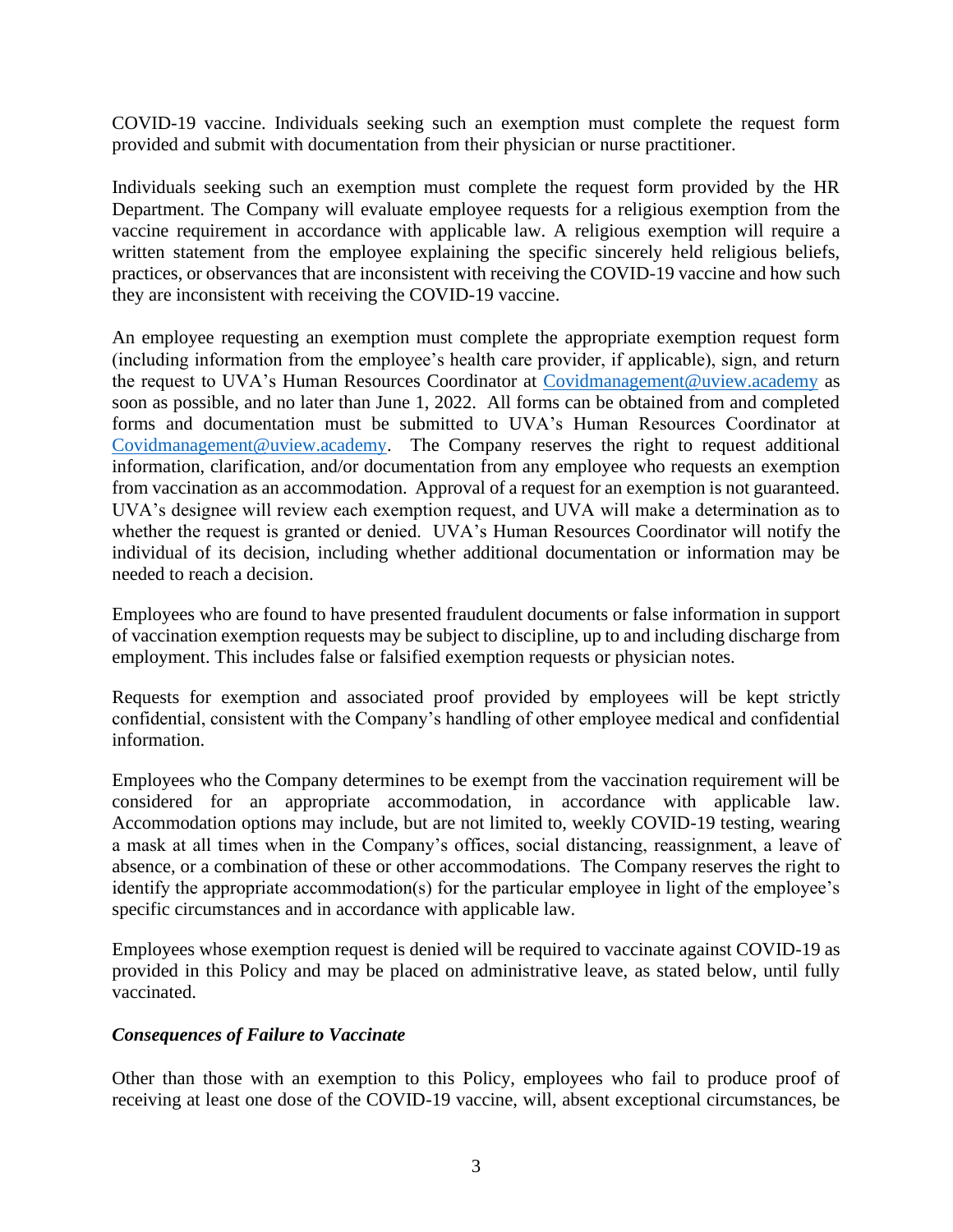COVID-19 vaccine. Individuals seeking such an exemption must complete the request form provided and submit with documentation from their physician or nurse practitioner.

Individuals seeking such an exemption must complete the request form provided by the HR Department. The Company will evaluate employee requests for a religious exemption from the vaccine requirement in accordance with applicable law. A religious exemption will require a written statement from the employee explaining the specific sincerely held religious beliefs, practices, or observances that are inconsistent with receiving the COVID-19 vaccine and how such they are inconsistent with receiving the COVID-19 vaccine.

An employee requesting an exemption must complete the appropriate exemption request form (including information from the employee's health care provider, if applicable), sign, and return the request to UVA's Human Resources Coordinator at [Covidmanagement@uview.academy](mailto:Covidmanagement@uview.academy) as soon as possible, and no later than June 1, 2022. All forms can be obtained from and completed forms and documentation must be submitted to UVA's Human Resources Coordinator at [Covidmanagement@uview.academy](mailto:Covidmanagement@uview.academy). The Company reserves the right to request additional information, clarification, and/or documentation from any employee who requests an exemption from vaccination as an accommodation. Approval of a request for an exemption is not guaranteed. UVA's designee will review each exemption request, and UVA will make a determination as to whether the request is granted or denied. UVA's Human Resources Coordinator will notify the individual of its decision, including whether additional documentation or information may be needed to reach a decision.

Employees who are found to have presented fraudulent documents or false information in support of vaccination exemption requests may be subject to discipline, up to and including discharge from employment. This includes false or falsified exemption requests or physician notes.

Requests for exemption and associated proof provided by employees will be kept strictly confidential, consistent with the Company's handling of other employee medical and confidential information.

Employees who the Company determines to be exempt from the vaccination requirement will be considered for an appropriate accommodation, in accordance with applicable law. Accommodation options may include, but are not limited to, weekly COVID-19 testing, wearing a mask at all times when in the Company's offices, social distancing, reassignment, a leave of absence, or a combination of these or other accommodations. The Company reserves the right to identify the appropriate accommodation(s) for the particular employee in light of the employee's specific circumstances and in accordance with applicable law.

Employees whose exemption request is denied will be required to vaccinate against COVID-19 as provided in this Policy and may be placed on administrative leave, as stated below, until fully vaccinated.

***Consequences of Failure to Vaccinate***

Other than those with an exemption to this Policy, employees who fail to produce proof of receiving at least one dose of the COVID-19 vaccine, will, absent exceptional circumstances, be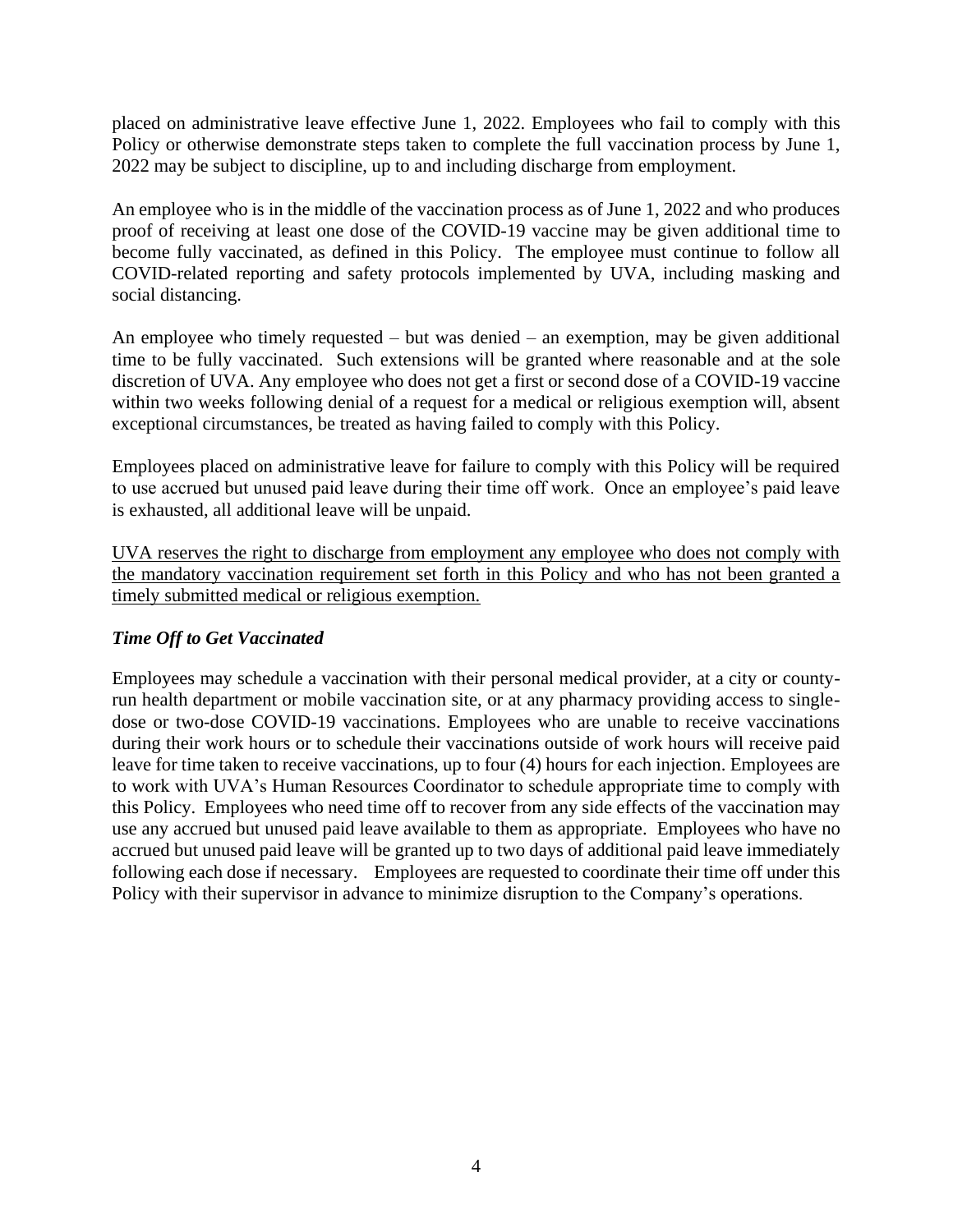placed on administrative leave effective June 1, 2022. Employees who fail to comply with this Policy or otherwise demonstrate steps taken to complete the full vaccination process by June 1, 2022 may be subject to discipline, up to and including discharge from employment.

An employee who is in the middle of the vaccination process as of June 1, 2022 and who produces proof of receiving at least one dose of the COVID-19 vaccine may be given additional time to become fully vaccinated, as defined in this Policy. The employee must continue to follow all COVID-related reporting and safety protocols implemented by UVA, including masking and social distancing.

An employee who timely requested – but was denied – an exemption, may be given additional time to be fully vaccinated. Such extensions will be granted where reasonable and at the sole discretion of UVA. Any employee who does not get a first or second dose of a COVID-19 vaccine within two weeks following denial of a request for a medical or religious exemption will, absent exceptional circumstances, be treated as having failed to comply with this Policy.

Employees placed on administrative leave for failure to comply with this Policy will be required to use accrued but unused paid leave during their time off work. Once an employee's paid leave is exhausted, all additional leave will be unpaid.

<u>UVA reserves the right to discharge from employment any employee who does not comply with the mandatory vaccination requirement set forth in this Policy and who has not been granted a timely submitted medical or religious exemption.</u>

### *Time Off to Get Vaccinated*

Employees may schedule a vaccination with their personal medical provider, at a city or county-run health department or mobile vaccination site, or at any pharmacy providing access to single-dose or two-dose COVID-19 vaccinations. Employees who are unable to receive vaccinations during their work hours or to schedule their vaccinations outside of work hours will receive paid leave for time taken to receive vaccinations, up to four (4) hours for each injection. Employees are to work with UVA's Human Resources Coordinator to schedule appropriate time to comply with this Policy. Employees who need time off to recover from any side effects of the vaccination may use any accrued but unused paid leave available to them as appropriate. Employees who have no accrued but unused paid leave will be granted up to two days of additional paid leave immediately following each dose if necessary. Employees are requested to coordinate their time off under this Policy with their supervisor in advance to minimize disruption to the Company's operations.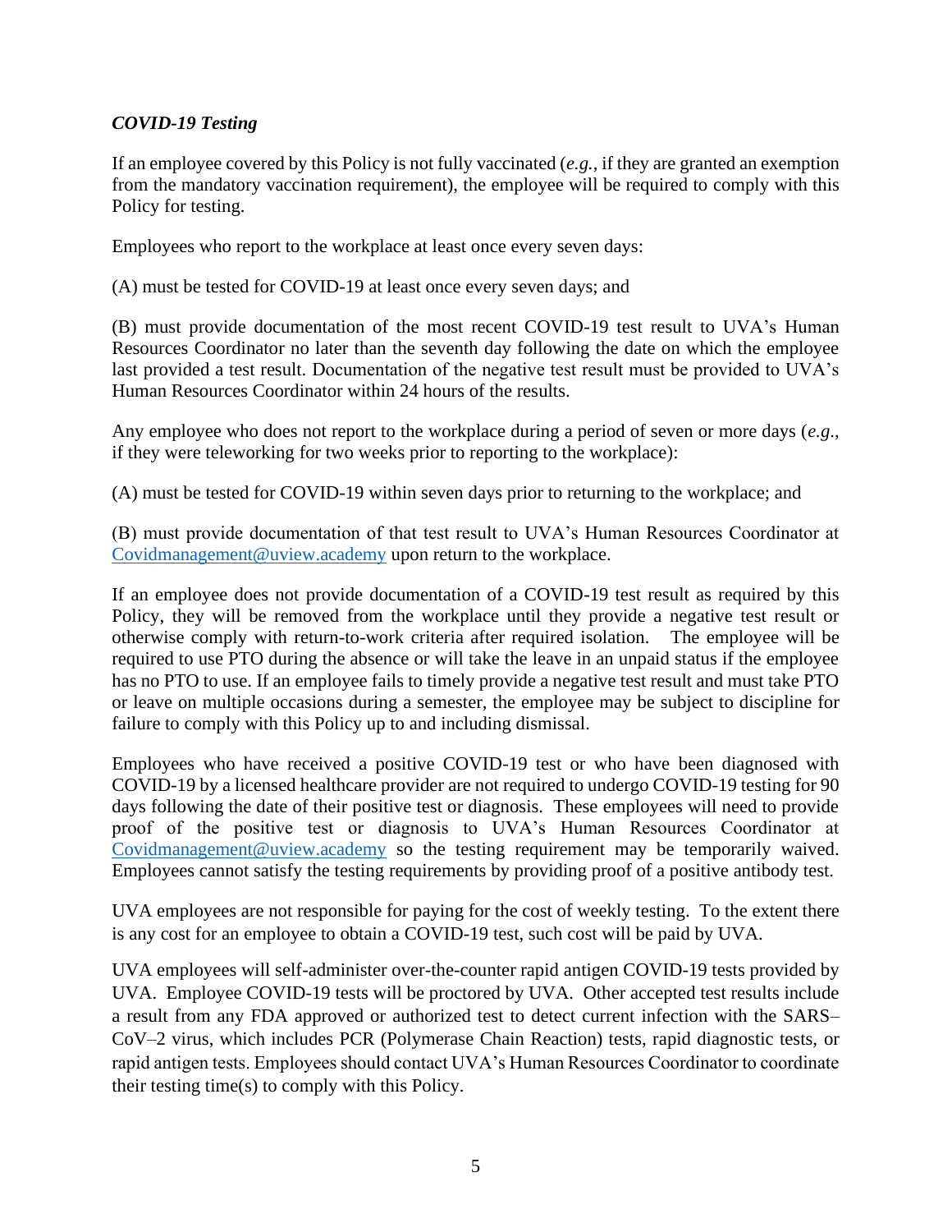***COVID-19 Testing***

If an employee covered by this Policy is not fully vaccinated (*e.g.*, if they are granted an exemption from the mandatory vaccination requirement), the employee will be required to comply with this Policy for testing.

Employees who report to the workplace at least once every seven days:

(A) must be tested for COVID-19 at least once every seven days; and

(B) must provide documentation of the most recent COVID-19 test result to UVA's Human Resources Coordinator no later than the seventh day following the date on which the employee last provided a test result. Documentation of the negative test result must be provided to UVA's Human Resources Coordinator within 24 hours of the results.

Any employee who does not report to the workplace during a period of seven or more days (*e.g*., if they were teleworking for two weeks prior to reporting to the workplace):

(A) must be tested for COVID-19 within seven days prior to returning to the workplace; and

(B) must provide documentation of that test result to UVA's Human Resources Coordinator at Covidmanagement@uview.academy upon return to the workplace.

If an employee does not provide documentation of a COVID-19 test result as required by this Policy, they will be removed from the workplace until they provide a negative test result or otherwise comply with return-to-work criteria after required isolation. The employee will be required to use PTO during the absence or will take the leave in an unpaid status if the employee has no PTO to use. If an employee fails to timely provide a negative test result and must take PTO or leave on multiple occasions during a semester, the employee may be subject to discipline for failure to comply with this Policy up to and including dismissal.

Employees who have received a positive COVID-19 test or who have been diagnosed with COVID-19 by a licensed healthcare provider are not required to undergo COVID-19 testing for 90 days following the date of their positive test or diagnosis. These employees will need to provide proof of the positive test or diagnosis to UVA's Human Resources Coordinator at Covidmanagement@uview.academy so the testing requirement may be temporarily waived. Employees cannot satisfy the testing requirements by providing proof of a positive antibody test.

UVA employees are not responsible for paying for the cost of weekly testing. To the extent there is any cost for an employee to obtain a COVID-19 test, such cost will be paid by UVA.

UVA employees will self-administer over-the-counter rapid antigen COVID-19 tests provided by UVA. Employee COVID-19 tests will be proctored by UVA. Other accepted test results include a result from any FDA approved or authorized test to detect current infection with the SARS–CoV–2 virus, which includes PCR (Polymerase Chain Reaction) tests, rapid diagnostic tests, or rapid antigen tests. Employees should contact UVA's Human Resources Coordinator to coordinate their testing time(s) to comply with this Policy.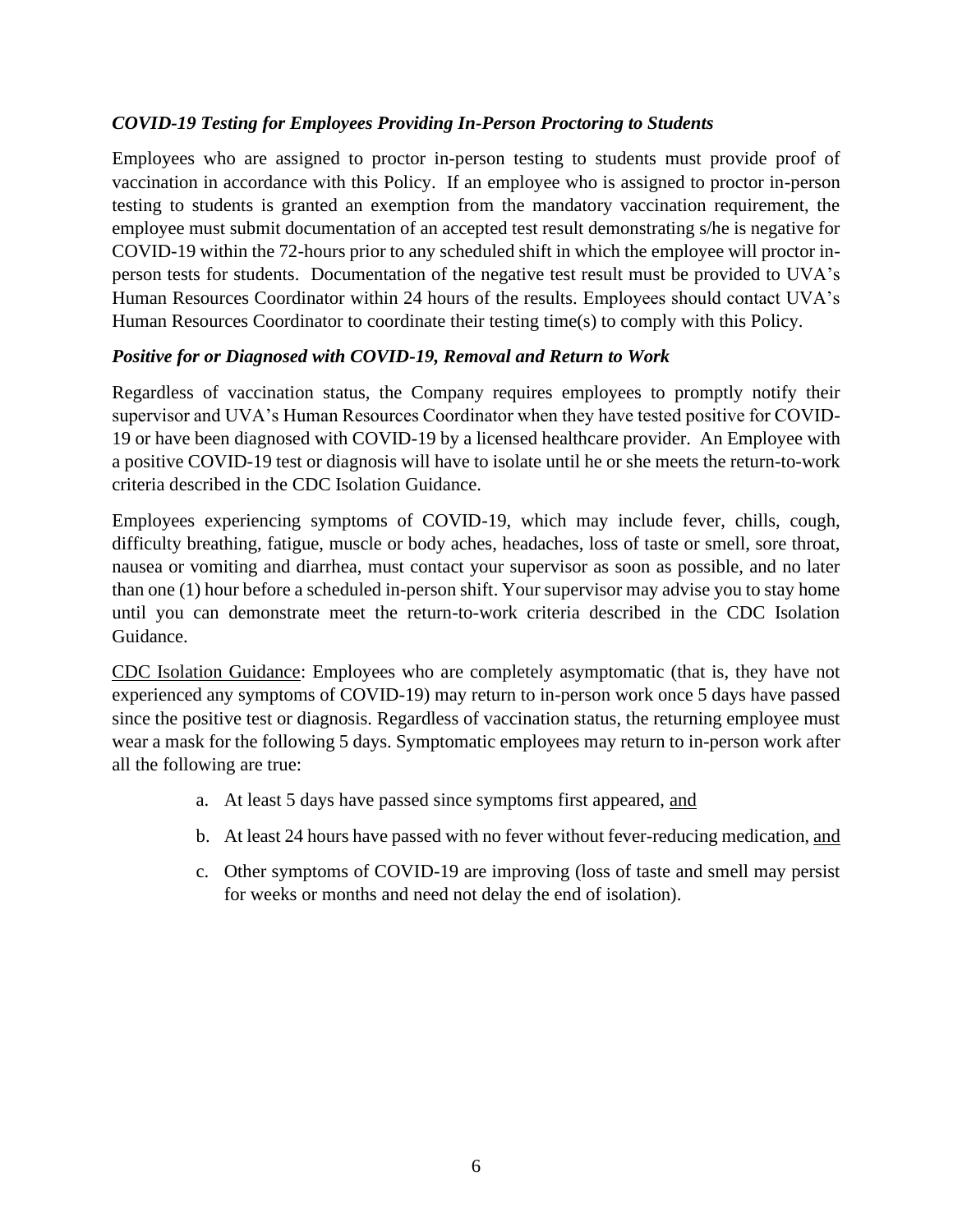### *COVID-19 Testing for Employees Providing In-Person Proctoring to Students*

Employees who are assigned to proctor in-person testing to students must provide proof of vaccination in accordance with this Policy. If an employee who is assigned to proctor in-person testing to students is granted an exemption from the mandatory vaccination requirement, the employee must submit documentation of an accepted test result demonstrating s/he is negative for COVID-19 within the 72-hours prior to any scheduled shift in which the employee will proctor in-person tests for students. Documentation of the negative test result must be provided to UVA's Human Resources Coordinator within 24 hours of the results. Employees should contact UVA's Human Resources Coordinator to coordinate their testing time(s) to comply with this Policy.

### *Positive for or Diagnosed with COVID-19, Removal and Return to Work*

Regardless of vaccination status, the Company requires employees to promptly notify their supervisor and UVA's Human Resources Coordinator when they have tested positive for COVID-19 or have been diagnosed with COVID-19 by a licensed healthcare provider. An Employee with a positive COVID-19 test or diagnosis will have to isolate until he or she meets the return-to-work criteria described in the CDC Isolation Guidance.

Employees experiencing symptoms of COVID-19, which may include fever, chills, cough, difficulty breathing, fatigue, muscle or body aches, headaches, loss of taste or smell, sore throat, nausea or vomiting and diarrhea, must contact your supervisor as soon as possible, and no later than one (1) hour before a scheduled in-person shift. Your supervisor may advise you to stay home until you can demonstrate meet the return-to-work criteria described in the CDC Isolation Guidance.

<u>CDC Isolation Guidance</u>: Employees who are completely asymptomatic (that is, they have not experienced any symptoms of COVID-19) may return to in-person work once 5 days have passed since the positive test or diagnosis. Regardless of vaccination status, the returning employee must wear a mask for the following 5 days. Symptomatic employees may return to in-person work after all the following are true:

a. At least 5 days have passed since symptoms first appeared, <u>and</u>

b. At least 24 hours have passed with no fever without fever-reducing medication, <u>and</u>

c. Other symptoms of COVID-19 are improving (loss of taste and smell may persist for weeks or months and need not delay the end of isolation).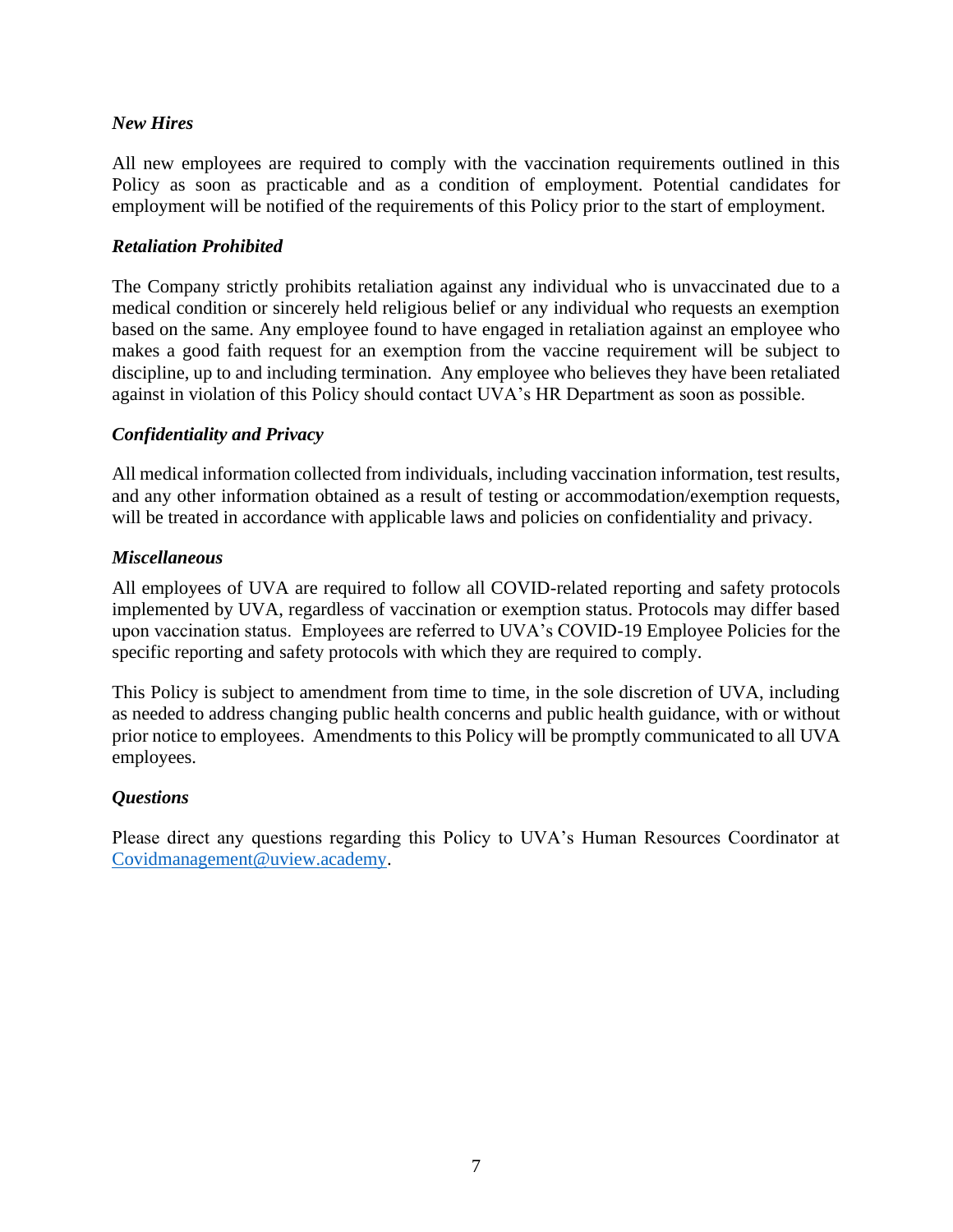### *New Hires*

All new employees are required to comply with the vaccination requirements outlined in this Policy as soon as practicable and as a condition of employment. Potential candidates for employment will be notified of the requirements of this Policy prior to the start of employment.

### *Retaliation Prohibited*

The Company strictly prohibits retaliation against any individual who is unvaccinated due to a medical condition or sincerely held religious belief or any individual who requests an exemption based on the same. Any employee found to have engaged in retaliation against an employee who makes a good faith request for an exemption from the vaccine requirement will be subject to discipline, up to and including termination. Any employee who believes they have been retaliated against in violation of this Policy should contact UVA's HR Department as soon as possible.

### *Confidentiality and Privacy*

All medical information collected from individuals, including vaccination information, test results, and any other information obtained as a result of testing or accommodation/exemption requests, will be treated in accordance with applicable laws and policies on confidentiality and privacy.

### *Miscellaneous*

All employees of UVA are required to follow all COVID-related reporting and safety protocols implemented by UVA, regardless of vaccination or exemption status. Protocols may differ based upon vaccination status. Employees are referred to UVA's COVID-19 Employee Policies for the specific reporting and safety protocols with which they are required to comply.

This Policy is subject to amendment from time to time, in the sole discretion of UVA, including as needed to address changing public health concerns and public health guidance, with or without prior notice to employees. Amendments to this Policy will be promptly communicated to all UVA employees.

### *Questions*

Please direct any questions regarding this Policy to UVA's Human Resources Coordinator at [Covidmanagement@uview.academy](mailto:Covidmanagement@uview.academy).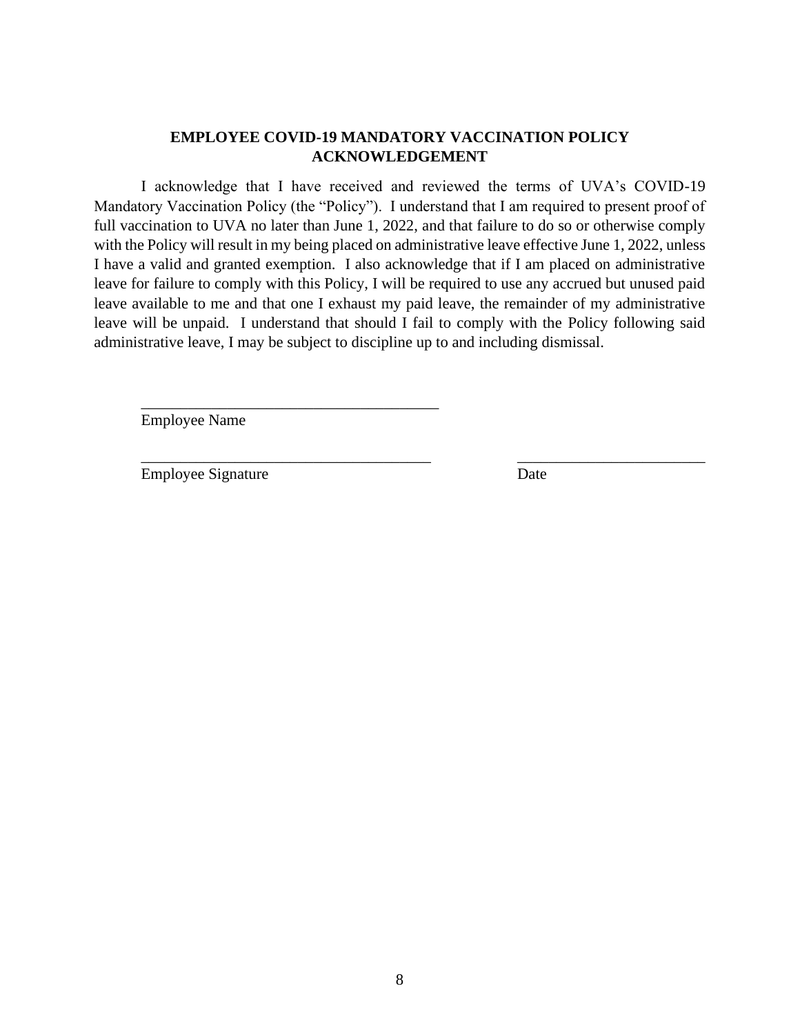**EMPLOYEE COVID-19 MANDATORY VACCINATION POLICY ACKNOWLEDGEMENT**

I acknowledge that I have received and reviewed the terms of UVA's COVID-19 Mandatory Vaccination Policy (the "Policy"). I understand that I am required to present proof of full vaccination to UVA no later than June 1, 2022, and that failure to do so or otherwise comply with the Policy will result in my being placed on administrative leave effective June 1, 2022, unless I have a valid and granted exemption. I also acknowledge that if I am placed on administrative leave for failure to comply with this Policy, I will be required to use any accrued but unused paid leave available to me and that one I exhaust my paid leave, the remainder of my administrative leave will be unpaid. I understand that should I fail to comply with the Policy following said administrative leave, I may be subject to discipline up to and including dismissal.

\_\_\_\_\_\_\_\_\_\_\_\_\_\_\_\_\_\_\_\_\_\_\_\_\_\_\_\_\_\_\_\_\_\_\_\_\_\_\_
Employee Name

\_\_\_\_\_\_\_\_\_\_\_\_\_\_\_\_\_\_\_\_\_\_\_\_\_\_\_\_\_\_\_\_\_\_\_\_\_\_ \_\_\_\_\_\_\_\_\_\_\_\_\_\_\_\_\_\_\_\_\_\_\_\_\_
Employee Signature Date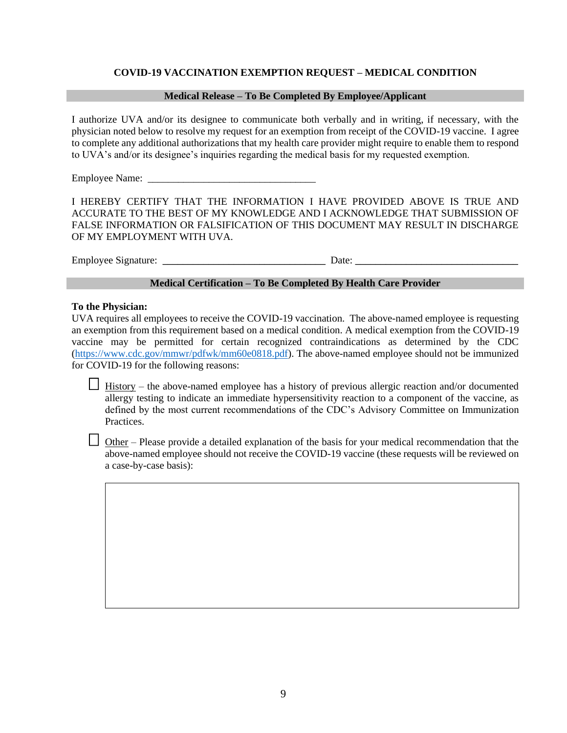## COVID-19 VACCINATION EXEMPTION REQUEST – MEDICAL CONDITION

### Medical Release – To Be Completed By Employee/Applicant

I authorize UVA and/or its designee to communicate both verbally and in writing, if necessary, with the physician noted below to resolve my request for an exemption from receipt of the COVID-19 vaccine. I agree to complete any additional authorizations that my health care provider might require to enable them to respond to UVA's and/or its designee's inquiries regarding the medical basis for my requested exemption.

Employee Name: _________________________________

I HEREBY CERTIFY THAT THE INFORMATION I HAVE PROVIDED ABOVE IS TRUE AND ACCURATE TO THE BEST OF MY KNOWLEDGE AND I ACKNOWLEDGE THAT SUBMISSION OF FALSE INFORMATION OR FALSIFICATION OF THIS DOCUMENT MAY RESULT IN DISCHARGE OF MY EMPLOYMENT WITH UVA.

Employee Signature: ________________________________ Date: ________________________________

### Medical Certification – To Be Completed By Health Care Provider

**To the Physician:**
UVA requires all employees to receive the COVID-19 vaccination. The above-named employee is requesting an exemption from this requirement based on a medical condition. A medical exemption from the COVID-19 vaccine may be permitted for certain recognized contraindications as determined by the CDC (https://www.cdc.gov/mmwr/pdfwk/mm60e0818.pdf). The above-named employee should not be immunized for COVID-19 for the following reasons:

- ☐ History – the above-named employee has a history of previous allergic reaction and/or documented allergy testing to indicate an immediate hypersensitivity reaction to a component of the vaccine, as defined by the most current recommendations of the CDC's Advisory Committee on Immunization Practices.

- ☐ Other – Please provide a detailed explanation of the basis for your medical recommendation that the above-named employee should not receive the COVID-19 vaccine (these requests will be reviewed on a case-by-case basis):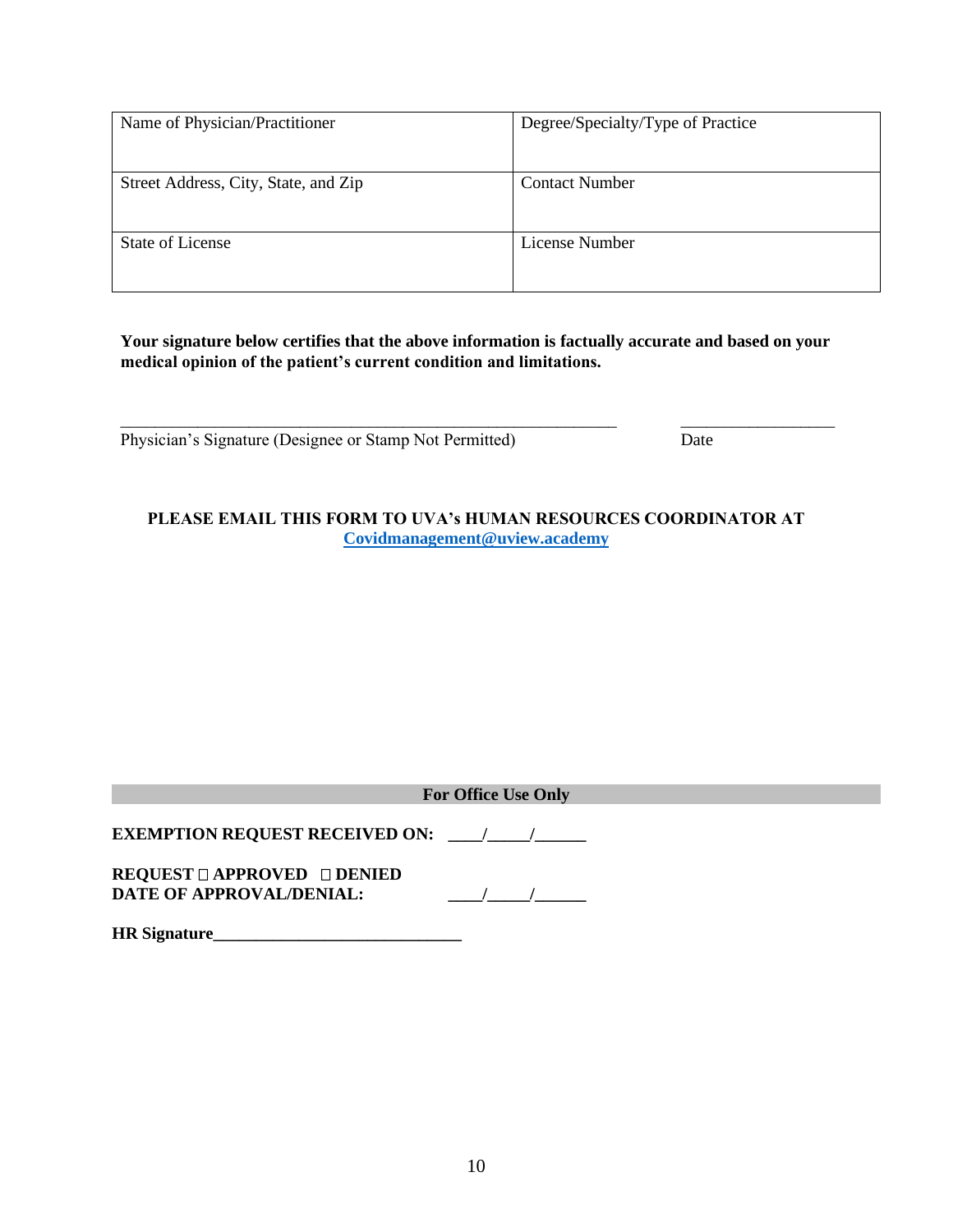| Name of Physician/Practitioner | Degree/Specialty/Type of Practice |
|---|---|
| Street Address, City, State, and Zip | Contact Number |
| State of License | License Number |

**Your signature below certifies that the above information is factually accurate and based on your medical opinion of the patient's current condition and limitations.**

_______________________________________________________________ ___________________

Physician's Signature (Designee or Stamp Not Permitted) Date

**PLEASE EMAIL THIS FORM TO UVA's HUMAN RESOURCES COORDINATOR AT**
**[Covidmanagement@uview.academy](mailto:Covidmanagement@uview.academy)**

**For Office Use Only**

**EXEMPTION REQUEST RECEIVED ON: ____/_____/______**

**REQUEST ☐ APPROVED ☐ DENIED**
**DATE OF APPROVAL/DENIAL: ____/_____/______**

**HR Signature_____________________________**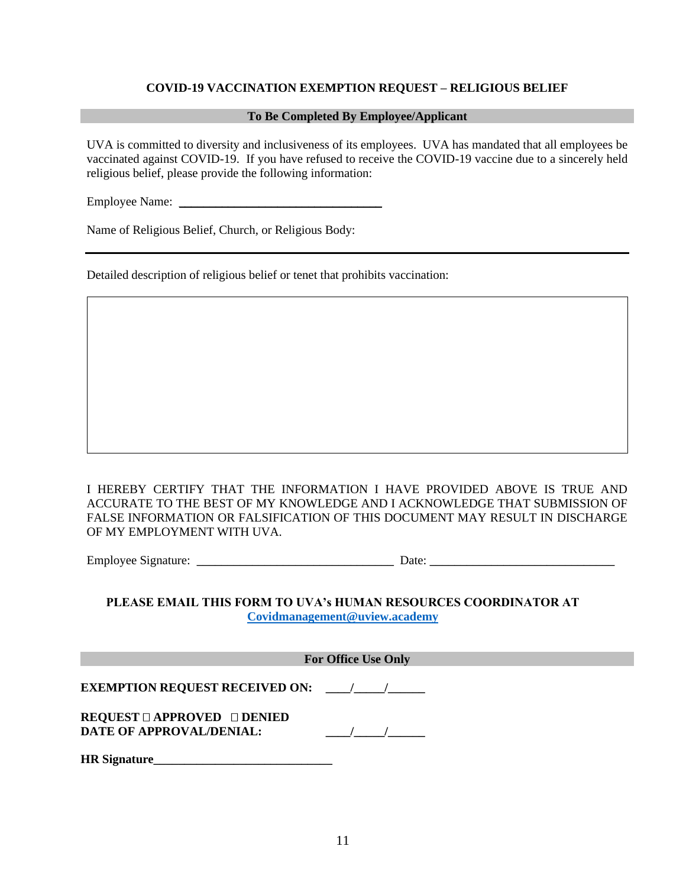## COVID-19 VACCINATION EXEMPTION REQUEST – RELIGIOUS BELIEF

**To Be Completed By Employee/Applicant**

UVA is committed to diversity and inclusiveness of its employees. UVA has mandated that all employees be vaccinated against COVID-19. If you have refused to receive the COVID-19 vaccine due to a sincerely held religious belief, please provide the following information:

Employee Name: ________________________________

Name of Religious Belief, Church, or Religious Body:

________________________________________________________________________

Detailed description of religious belief or tenet that prohibits vaccination:

I HEREBY CERTIFY THAT THE INFORMATION I HAVE PROVIDED ABOVE IS TRUE AND ACCURATE TO THE BEST OF MY KNOWLEDGE AND I ACKNOWLEDGE THAT SUBMISSION OF FALSE INFORMATION OR FALSIFICATION OF THIS DOCUMENT MAY RESULT IN DISCHARGE OF MY EMPLOYMENT WITH UVA.

Employee Signature: ________________________________ Date: ______________________________

**PLEASE EMAIL THIS FORM TO UVA's HUMAN RESOURCES COORDINATOR AT [Covidmanagement@uview.academy](mailto:Covidmanagement@uview.academy)**

**For Office Use Only**

**EXEMPTION REQUEST RECEIVED ON:** ____/_____/______

**REQUEST ☐ APPROVED ☐ DENIED**
**DATE OF APPROVAL/DENIAL:** ____/_____/______

**HR Signature**_____________________________